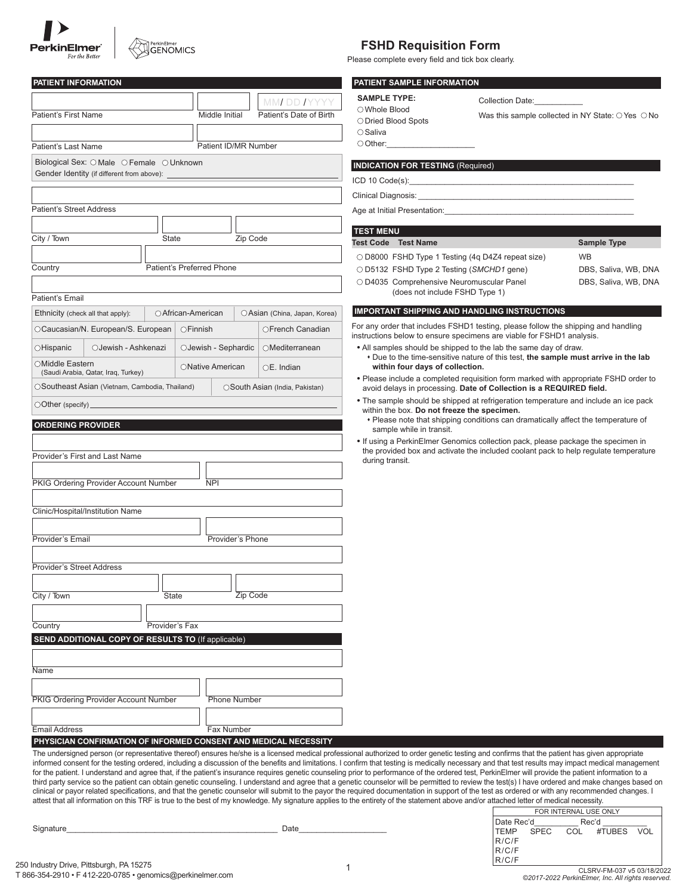PerkinElmer
*For the Better*

PerkinElmer GENOMICS

# FSHD Requisition Form

Please complete every field and tick box clearly.

## PATIENT INFORMATION

Patient's First Name | Middle Initial | Patient's Date of Birth MM/ DD /YYYY

Patient's Last Name | Patient ID/MR Number

Biological Sex: ○ Male ○ Female ○ Unknown

Gender Identity (if different from above): ______

Patient's Street Address

City / Town | State | Zip Code

Country | Patient's Preferred Phone

Patient's Email

| Ethnicity (check all that apply): | | ○ African-American | ○ Asian (China, Japan, Korea) |
|---|---|---|---|
| ○ Caucasian/N. European/S. European | | ○ Finnish | ○ French Canadian |
| ○ Hispanic | ○ Jewish - Ashkenazi | ○ Jewish - Sephardic | ○ Mediterranean |
| ○ Middle Eastern (Saudi Arabia, Qatar, Iraq, Turkey) | | ○ Native American | ○ E. Indian |
| ○ Southeast Asian (Vietnam, Cambodia, Thailand) | | ○ South Asian (India, Pakistan) | |
| ○ Other (specify) ______ | | | |

## ORDERING PROVIDER

Provider's First and Last Name

PKIG Ordering Provider Account Number | NPI

Clinic/Hospital/Institution Name

Provider's Email | Provider's Phone

Provider's Street Address

City / Town | State | Zip Code

Country | Provider's Fax

## SEND ADDITIONAL COPY OF RESULTS TO (If applicable)

Name

PKIG Ordering Provider Account Number | Phone Number

Email Address | Fax Number

## PATIENT SAMPLE INFORMATION

**SAMPLE TYPE:**

○ Whole Blood
○ Dried Blood Spots
○ Saliva
○ Other:___________________

Collection Date:___________

Was this sample collected in NY State: ○ Yes ○ No

## INDICATION FOR TESTING (Required)

ICD 10 Code(s):______

Clinical Diagnosis: ______

Age at Initial Presentation:______

## TEST MENU

| Test Code | Test Name | Sample Type |
|---|---|---|
| ○ D8000 | FSHD Type 1 Testing (4q D4Z4 repeat size) | WB |
| ○ D5132 | FSHD Type 2 Testing (*SMCHD1* gene) | DBS, Saliva, WB, DNA |
| ○ D4035 | Comprehensive Neuromuscular Panel (does not include FSHD Type 1) | DBS, Saliva, WB, DNA |

## IMPORTANT SHIPPING AND HANDLING INSTRUCTIONS

For any order that includes FSHD1 testing, please follow the shipping and handling instructions below to ensure specimens are viable for FSHD1 analysis.

- All samples should be shipped to the lab the same day of draw.
  - Due to the time-sensitive nature of this test, **the sample must arrive in the lab within four days of collection.**
- Please include a completed requisition form marked with appropriate FSHD order to avoid delays in processing. **Date of Collection is a REQUIRED field.**
- The sample should be shipped at refrigeration temperature and include an ice pack within the box. **Do not freeze the specimen.**
  - Please note that shipping conditions can dramatically affect the temperature of sample while in transit.
- If using a PerkinElmer Genomics collection pack, please package the specimen in the provided box and activate the included coolant pack to help regulate temperature during transit.

## PHYSICIAN CONFIRMATION OF INFORMED CONSENT AND MEDICAL NECESSITY

The undersigned person (or representative thereof) ensures he/she is a licensed medical professional authorized to order genetic testing and confirms that the patient has given appropriate informed consent for the testing ordered, including a discussion of the benefits and limitations. I confirm that testing is medically necessary and that test results may impact medical management for the patient. I understand and agree that, if the patient's insurance requires genetic counseling prior to performance of the ordered test, PerkinElmer will provide the patient information to a third party service so the patient can obtain genetic counseling. I understand and agree that a genetic counselor will be permitted to review the test(s) I have ordered and make changes based on clinical or payor related specifications, and that the genetic counselor will submit to the payor the required documentation in support of the test as ordered or with any recommended changes. I attest that all information on this TRF is true to the best of my knowledge. My signature applies to the entirety of the statement above and/or attached letter of medical necessity.

Signature______________________________ Date___________________

| FOR INTERNAL USE ONLY | | | | |
|---|---|---|---|---|
| Date Rec'd_________ | | Rec'd _________ | | |
| TEMP | SPEC | COL | #TUBES | VOL |
| R/C/F | | | | |
| R/C/F | | | | |
| R/C/F | | | | |

250 Industry Drive, Pittsburgh, PA 15275
T 866-354-2910 • F 412-220-0785 • genomics@perkinelmer.com

CLSRV-FM-037 v5 03/18/2022
*©2017-2022 PerkinElmer, Inc. All rights reserved.*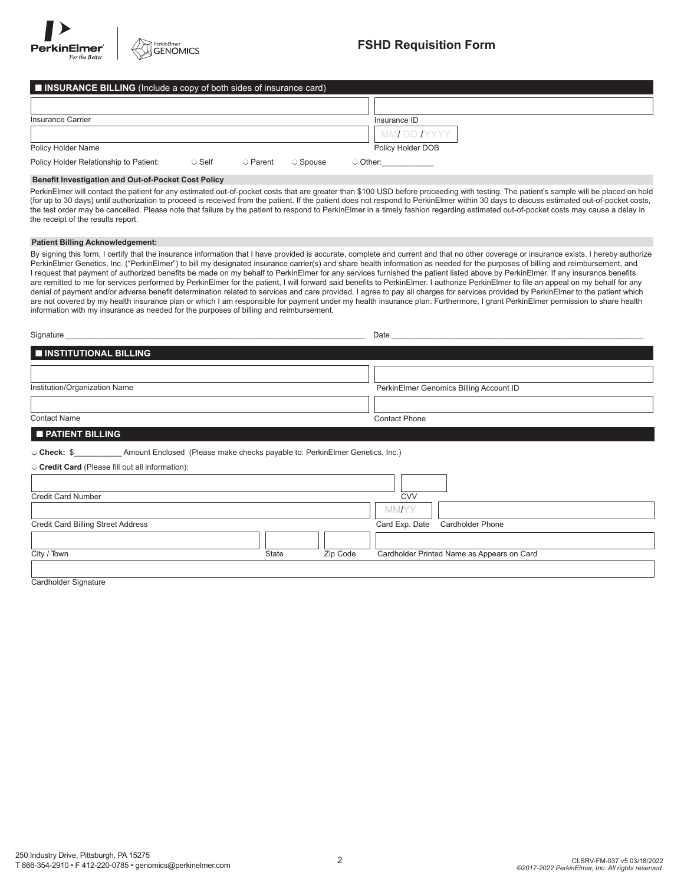# FSHD Requisition Form

## INSURANCE BILLING (Include a copy of both sides of insurance card)

Insurance Carrier: ____________________

Insurance ID: ____________________

Policy Holder Name: ____________________

Policy Holder DOB: MM/ DD /YYYY

Policy Holder Relationship to Patient: ○ Self ○ Parent ○ Spouse ○ Other:___________

**Benefit Investigation and Out-of-Pocket Cost Policy**

PerkinElmer will contact the patient for any estimated out-of-pocket costs that are greater than $100 USD before proceeding with testing. The patient's sample will be placed on hold (for up to 30 days) until authorization to proceed is received from the patient. If the patient does not respond to PerkinElmer within 30 days to discuss estimated out-of-pocket costs, the test order may be cancelled. Please note that failure by the patient to respond to PerkinElmer in a timely fashion regarding estimated out-of-pocket costs may cause a delay in the receipt of the results report.

**Patient Billing Acknowledgement:**

By signing this form, I certify that the insurance information that I have provided is accurate, complete and current and that no other coverage or insurance exists. I hereby authorize PerkinElmer Genetics, Inc. ("PerkinElmer") to bill my designated insurance carrier(s) and share health information as needed for the purposes of billing and reimbursement, and I request that payment of authorized benefits be made on my behalf to PerkinElmer for any services furnished the patient listed above by PerkinElmer. If any insurance benefits are remitted to me for services performed by PerkinElmer for the patient, I will forward said benefits to PerkinElmer. I authorize PerkinElmer to file an appeal on my behalf for any denial of payment and/or adverse benefit determination related to services and care provided. I agree to pay all charges for services provided by PerkinElmer to the patient which are not covered by my health insurance plan or which I am responsible for payment under my health insurance plan. Furthermore, I grant PerkinElmer permission to share health information with my insurance as needed for the purposes of billing and reimbursement.

Signature ______________________________ Date ______________________________

## INSTITUTIONAL BILLING

Institution/Organization Name: ____________________

PerkinElmer Genomics Billing Account ID: ____________________

Contact Name: ____________________

Contact Phone: ____________________

## PATIENT BILLING

○ **Check:** $__________ Amount Enclosed (Please make checks payable to: PerkinElmer Genetics, Inc.)

○ **Credit Card** (Please fill out all information):

Credit Card Number: ____________________

CVV: ________

Credit Card Billing Street Address: ____________________

Card Exp. Date: MM/YY

Cardholder Phone: ____________________

City / Town: ____________________ State: ______ Zip Code: ______

Cardholder Printed Name as Appears on Card: ____________________

Cardholder Signature: ____________________

250 Industry Drive, Pittsburgh, PA 15275
T 866-354-2910 • F 412-220-0785 • genomics@perkinelmer.com

CLSRV-FM-037 v5 03/18/2022
*©2017-2022 PerkinElmer, Inc. All rights reserved.*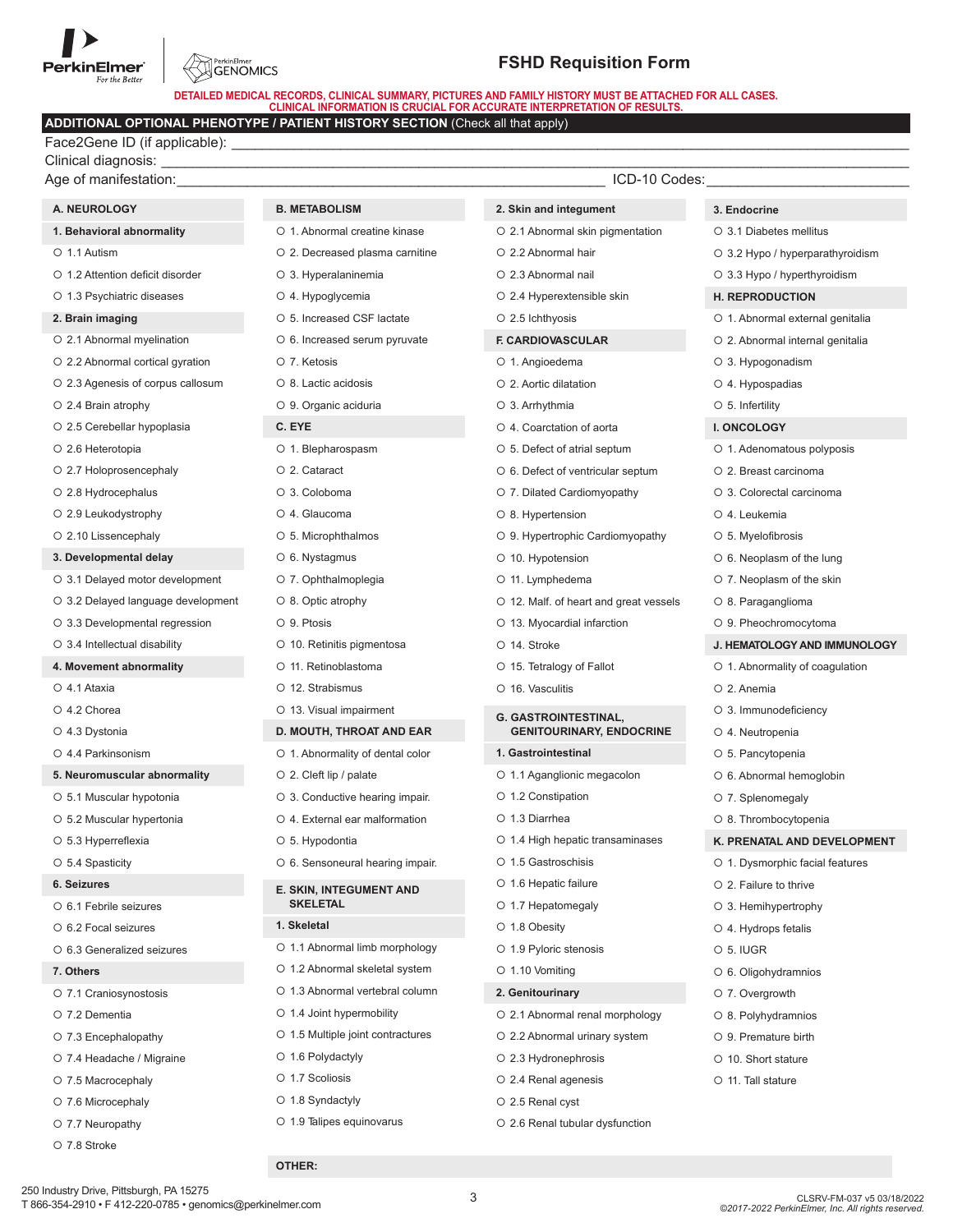# FSHD Requisition Form

**DETAILED MEDICAL RECORDS, CLINICAL SUMMARY, PICTURES AND FAMILY HISTORY MUST BE ATTACHED FOR ALL CASES. CLINICAL INFORMATION IS CRUCIAL FOR ACCURATE INTERPRETATION OF RESULTS.**

## ADDITIONAL OPTIONAL PHENOTYPE / PATIENT HISTORY SECTION (Check all that apply)

Face2Gene ID (if applicable): ____________________

Clinical diagnosis: ____________________

Age of manifestation: ____________________ ICD-10 Codes: ____________________

### A. NEUROLOGY

**1. Behavioral abnormality**
- ○ 1.1 Autism
- ○ 1.2 Attention deficit disorder
- ○ 1.3 Psychiatric diseases

**2. Brain imaging**
- ○ 2.1 Abnormal myelination
- ○ 2.2 Abnormal cortical gyration
- ○ 2.3 Agenesis of corpus callosum
- ○ 2.4 Brain atrophy
- ○ 2.5 Cerebellar hypoplasia
- ○ 2.6 Heterotopia
- ○ 2.7 Holoprosencephaly
- ○ 2.8 Hydrocephalus
- ○ 2.9 Leukodystrophy
- ○ 2.10 Lissencephaly

**3. Developmental delay**
- ○ 3.1 Delayed motor development
- ○ 3.2 Delayed language development
- ○ 3.3 Developmental regression
- ○ 3.4 Intellectual disability

**4. Movement abnormality**
- ○ 4.1 Ataxia
- ○ 4.2 Chorea
- ○ 4.3 Dystonia
- ○ 4.4 Parkinsonism

**5. Neuromuscular abnormality**
- ○ 5.1 Muscular hypotonia
- ○ 5.2 Muscular hypertonia
- ○ 5.3 Hyperreflexia
- ○ 5.4 Spasticity

**6. Seizures**
- ○ 6.1 Febrile seizures
- ○ 6.2 Focal seizures
- ○ 6.3 Generalized seizures

**7. Others**
- ○ 7.1 Craniosynostosis
- ○ 7.2 Dementia
- ○ 7.3 Encephalopathy
- ○ 7.4 Headache / Migraine
- ○ 7.5 Macrocephaly
- ○ 7.6 Microcephaly
- ○ 7.7 Neuropathy
- ○ 7.8 Stroke

### B. METABOLISM
- ○ 1. Abnormal creatine kinase
- ○ 2. Decreased plasma carnitine
- ○ 3. Hyperalaninemia
- ○ 4. Hypoglycemia
- ○ 5. Increased CSF lactate
- ○ 6. Increased serum pyruvate
- ○ 7. Ketosis
- ○ 8. Lactic acidosis
- ○ 9. Organic aciduria

### C. EYE
- ○ 1. Blepharospasm
- ○ 2. Cataract
- ○ 3. Coloboma
- ○ 4. Glaucoma
- ○ 5. Microphthalmos
- ○ 6. Nystagmus
- ○ 7. Ophthalmoplegia
- ○ 8. Optic atrophy
- ○ 9. Ptosis
- ○ 10. Retinitis pigmentosa
- ○ 11. Retinoblastoma
- ○ 12. Strabismus
- ○ 13. Visual impairment

### D. MOUTH, THROAT AND EAR
- ○ 1. Abnormality of dental color
- ○ 2. Cleft lip / palate
- ○ 3. Conductive hearing impair.
- ○ 4. External ear malformation
- ○ 5. Hypodontia
- ○ 6. Sensoneural hearing impair.

### E. SKIN, INTEGUMENT AND SKELETAL

**1. Skeletal**
- ○ 1.1 Abnormal limb morphology
- ○ 1.2 Abnormal skeletal system
- ○ 1.3 Abnormal vertebral column
- ○ 1.4 Joint hypermobility
- ○ 1.5 Multiple joint contractures
- ○ 1.6 Polydactyly
- ○ 1.7 Scoliosis
- ○ 1.8 Syndactyly
- ○ 1.9 Talipes equinovarus

**2. Skin and integument**
- ○ 2.1 Abnormal skin pigmentation
- ○ 2.2 Abnormal hair
- ○ 2.3 Abnormal nail
- ○ 2.4 Hyperextensible skin
- ○ 2.5 Ichthyosis

### F. CARDIOVASCULAR
- ○ 1. Angioedema
- ○ 2. Aortic dilatation
- ○ 3. Arrhythmia
- ○ 4. Coarctation of aorta
- ○ 5. Defect of atrial septum
- ○ 6. Defect of ventricular septum
- ○ 7. Dilated Cardiomyopathy
- ○ 8. Hypertension
- ○ 9. Hypertrophic Cardiomyopathy
- ○ 10. Hypotension
- ○ 11. Lymphedema
- ○ 12. Malf. of heart and great vessels
- ○ 13. Myocardial infarction
- ○ 14. Stroke
- ○ 15. Tetralogy of Fallot
- ○ 16. Vasculitis

### G. GASTROINTESTINAL, GENITOURINARY, ENDOCRINE

**1. Gastrointestinal**
- ○ 1.1 Aganglionic megacolon
- ○ 1.2 Constipation
- ○ 1.3 Diarrhea
- ○ 1.4 High hepatic transaminases
- ○ 1.5 Gastroschisis
- ○ 1.6 Hepatic failure
- ○ 1.7 Hepatomegaly
- ○ 1.8 Obesity
- ○ 1.9 Pyloric stenosis
- ○ 1.10 Vomiting

**2. Genitourinary**
- ○ 2.1 Abnormal renal morphology
- ○ 2.2 Abnormal urinary system
- ○ 2.3 Hydronephrosis
- ○ 2.4 Renal agenesis
- ○ 2.5 Renal cyst
- ○ 2.6 Renal tubular dysfunction

**3. Endocrine**
- ○ 3.1 Diabetes mellitus
- ○ 3.2 Hypo / hyperparathyroidism
- ○ 3.3 Hypo / hyperthyroidism

### H. REPRODUCTION
- ○ 1. Abnormal external genitalia
- ○ 2. Abnormal internal genitalia
- ○ 3. Hypogonadism
- ○ 4. Hypospadias
- ○ 5. Infertility

### I. ONCOLOGY
- ○ 1. Adenomatous polyposis
- ○ 2. Breast carcinoma
- ○ 3. Colorectal carcinoma
- ○ 4. Leukemia
- ○ 5. Myelofibrosis
- ○ 6. Neoplasm of the lung
- ○ 7. Neoplasm of the skin
- ○ 8. Paraganglioma
- ○ 9. Pheochromocytoma

### J. HEMATOLOGY AND IMMUNOLOGY
- ○ 1. Abnormality of coagulation
- ○ 2. Anemia
- ○ 3. Immunodeficiency
- ○ 4. Neutropenia
- ○ 5. Pancytopenia
- ○ 6. Abnormal hemoglobin
- ○ 7. Splenomegaly
- ○ 8. Thrombocytopenia

### K. PRENATAL AND DEVELOPMENT
- ○ 1. Dysmorphic facial features
- ○ 2. Failure to thrive
- ○ 3. Hemihypertrophy
- ○ 4. Hydrops fetalis
- ○ 5. IUGR
- ○ 6. Oligohydramnios
- ○ 7. Overgrowth
- ○ 8. Polyhydramnios
- ○ 9. Premature birth
- ○ 10. Short stature
- ○ 11. Tall stature

**OTHER:**

250 Industry Drive, Pittsburgh, PA 15275
T 866-354-2910 • F 412-220-0785 • genomics@perkinelmer.com

CLSRV-FM-037 v5 03/18/2022
*©2017-2022 PerkinElmer, Inc. All rights reserved.*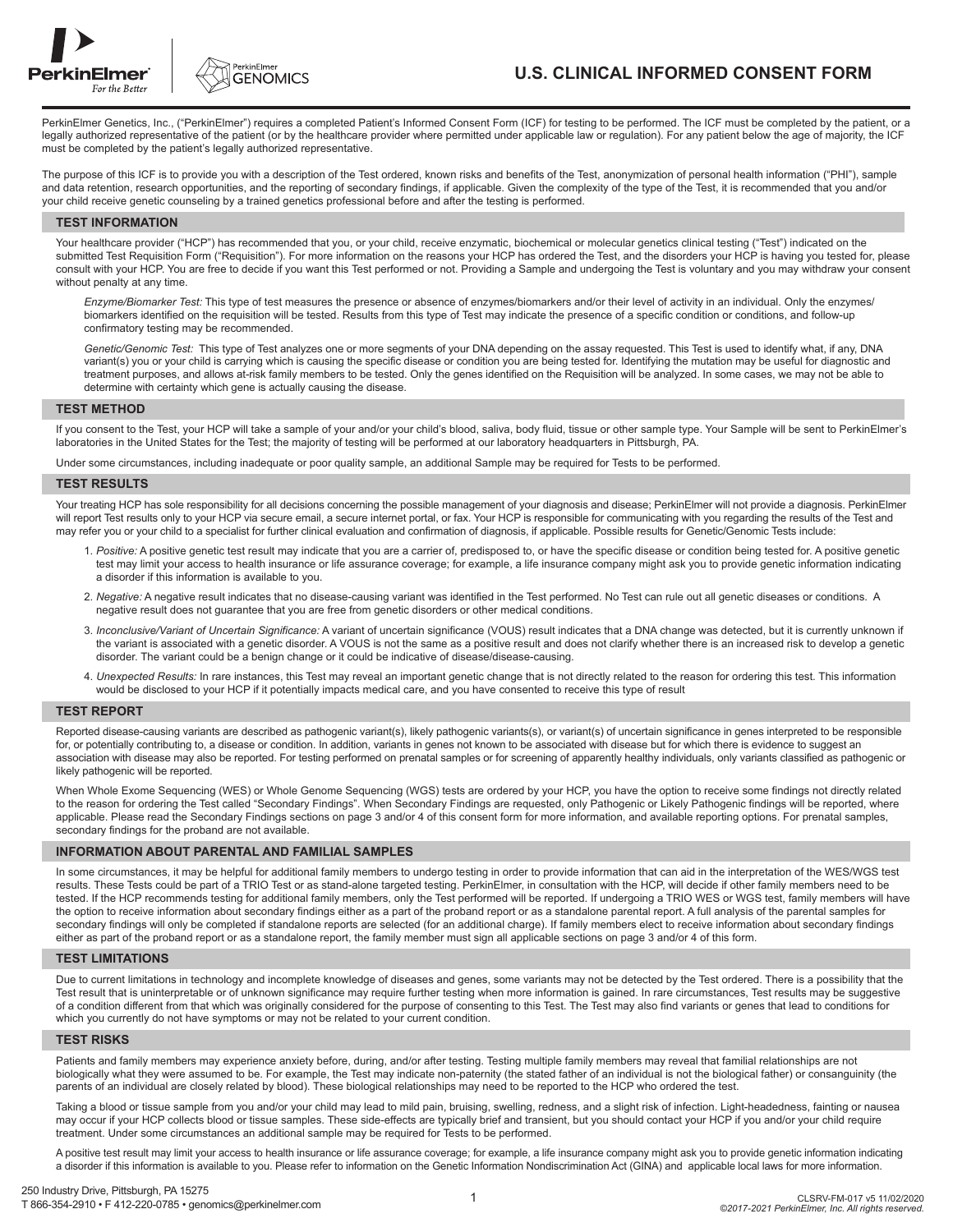# U.S. CLINICAL INFORMED CONSENT FORM

PerkinElmer Genetics, Inc., ("PerkinElmer") requires a completed Patient's Informed Consent Form (ICF) for testing to be performed. The ICF must be completed by the patient, or a legally authorized representative of the patient (or by the healthcare provider where permitted under applicable law or regulation). For any patient below the age of majority, the ICF must be completed by the patient's legally authorized representative.

The purpose of this ICF is to provide you with a description of the Test ordered, known risks and benefits of the Test, anonymization of personal health information ("PHI"), sample and data retention, research opportunities, and the reporting of secondary findings, if applicable. Given the complexity of the type of the Test, it is recommended that you and/or your child receive genetic counseling by a trained genetics professional before and after the testing is performed.

## TEST INFORMATION

Your healthcare provider ("HCP") has recommended that you, or your child, receive enzymatic, biochemical or molecular genetics clinical testing ("Test") indicated on the submitted Test Requisition Form ("Requisition"). For more information on the reasons your HCP has ordered the Test, and the disorders your HCP is having you tested for, please consult with your HCP. You are free to decide if you want this Test performed or not. Providing a Sample and undergoing the Test is voluntary and you may withdraw your consent without penalty at any time.

*Enzyme/Biomarker Test:* This type of test measures the presence or absence of enzymes/biomarkers and/or their level of activity in an individual. Only the enzymes/biomarkers identified on the requisition will be tested. Results from this type of Test may indicate the presence of a specific condition or conditions, and follow-up confirmatory testing may be recommended.

*Genetic/Genomic Test:* This type of Test analyzes one or more segments of your DNA depending on the assay requested. This Test is used to identify what, if any, DNA variant(s) you or your child is carrying which is causing the specific disease or condition you are being tested for. Identifying the mutation may be useful for diagnostic and treatment purposes, and allows at-risk family members to be tested. Only the genes identified on the Requisition will be analyzed. In some cases, we may not be able to determine with certainty which gene is actually causing the disease.

## TEST METHOD

If you consent to the Test, your HCP will take a sample of your and/or your child's blood, saliva, body fluid, tissue or other sample type. Your Sample will be sent to PerkinElmer's laboratories in the United States for the Test; the majority of testing will be performed at our laboratory headquarters in Pittsburgh, PA.

Under some circumstances, including inadequate or poor quality sample, an additional Sample may be required for Tests to be performed.

## TEST RESULTS

Your treating HCP has sole responsibility for all decisions concerning the possible management of your diagnosis and disease; PerkinElmer will not provide a diagnosis. PerkinElmer will report Test results only to your HCP via secure email, a secure internet portal, or fax. Your HCP is responsible for communicating with you regarding the results of the Test and may refer you or your child to a specialist for further clinical evaluation and confirmation of diagnosis, if applicable. Possible results for Genetic/Genomic Tests include:

1. *Positive:* A positive genetic test result may indicate that you are a carrier of, predisposed to, or have the specific disease or condition being tested for. A positive genetic test may limit your access to health insurance or life assurance coverage; for example, a life insurance company might ask you to provide genetic information indicating a disorder if this information is available to you.
2. *Negative:* A negative result indicates that no disease-causing variant was identified in the Test performed. No Test can rule out all genetic diseases or conditions. A negative result does not guarantee that you are free from genetic disorders or other medical conditions.
3. *Inconclusive/Variant of Uncertain Significance:* A variant of uncertain significance (VOUS) result indicates that a DNA change was detected, but it is currently unknown if the variant is associated with a genetic disorder. A VOUS is not the same as a positive result and does not clarify whether there is an increased risk to develop a genetic disorder. The variant could be a benign change or it could be indicative of disease/disease-causing.
4. *Unexpected Results:* In rare instances, this Test may reveal an important genetic change that is not directly related to the reason for ordering this test. This information would be disclosed to your HCP if it potentially impacts medical care, and you have consented to receive this type of result

## TEST REPORT

Reported disease-causing variants are described as pathogenic variant(s), likely pathogenic variants(s), or variant(s) of uncertain significance in genes interpreted to be responsible for, or potentially contributing to, a disease or condition. In addition, variants in genes not known to be associated with disease but for which there is evidence to suggest an association with disease may also be reported. For testing performed on prenatal samples or for screening of apparently healthy individuals, only variants classified as pathogenic or likely pathogenic will be reported.

When Whole Exome Sequencing (WES) or Whole Genome Sequencing (WGS) tests are ordered by your HCP, you have the option to receive some findings not directly related to the reason for ordering the Test called "Secondary Findings". When Secondary Findings are requested, only Pathogenic or Likely Pathogenic findings will be reported, where applicable. Please read the Secondary Findings sections on page 3 and/or 4 of this consent form for more information, and available reporting options. For prenatal samples, secondary findings for the proband are not available.

## INFORMATION ABOUT PARENTAL AND FAMILIAL SAMPLES

In some circumstances, it may be helpful for additional family members to undergo testing in order to provide information that can aid in the interpretation of the WES/WGS test results. These Tests could be part of a TRIO Test or as stand-alone targeted testing. PerkinElmer, in consultation with the HCP, will decide if other family members need to be tested. If the HCP recommends testing for additional family members, only the Test performed will be reported. If undergoing a TRIO WES or WGS test, family members will have the option to receive information about secondary findings either as a part of the proband report or as a standalone parental report. A full analysis of the parental samples for secondary findings will only be completed if standalone reports are selected (for an additional charge). If family members elect to receive information about secondary findings either as part of the proband report or as a standalone report, the family member must sign all applicable sections on page 3 and/or 4 of this form.

## TEST LIMITATIONS

Due to current limitations in technology and incomplete knowledge of diseases and genes, some variants may not be detected by the Test ordered. There is a possibility that the Test result that is uninterpretable or of unknown significance may require further testing when more information is gained. In rare circumstances, Test results may be suggestive of a condition different from that which was originally considered for the purpose of consenting to this Test. The Test may also find variants or genes that lead to conditions for which you currently do not have symptoms or may not be related to your current condition.

## TEST RISKS

Patients and family members may experience anxiety before, during, and/or after testing. Testing multiple family members may reveal that familial relationships are not biologically what they were assumed to be. For example, the Test may indicate non-paternity (the stated father of an individual is not the biological father) or consanguinity (the parents of an individual are closely related by blood). These biological relationships may need to be reported to the HCP who ordered the test.

Taking a blood or tissue sample from you and/or your child may lead to mild pain, bruising, swelling, redness, and a slight risk of infection. Light-headedness, fainting or nausea may occur if your HCP collects blood or tissue samples. These side-effects are typically brief and transient, but you should contact your HCP if you and/or your child require treatment. Under some circumstances an additional sample may be required for Tests to be performed.

A positive test result may limit your access to health insurance or life assurance coverage; for example, a life insurance company might ask you to provide genetic information indicating a disorder if this information is available to you. Please refer to information on the Genetic Information Nondiscrimination Act (GINA) and applicable local laws for more information.

250 Industry Drive, Pittsburgh, PA 15275
T 866-354-2910 • F 412-220-0785 • genomics@perkinelmer.com

CLSRV-FM-017 v5 11/02/2020
*©2017-2021 PerkinElmer, Inc. All rights reserved.*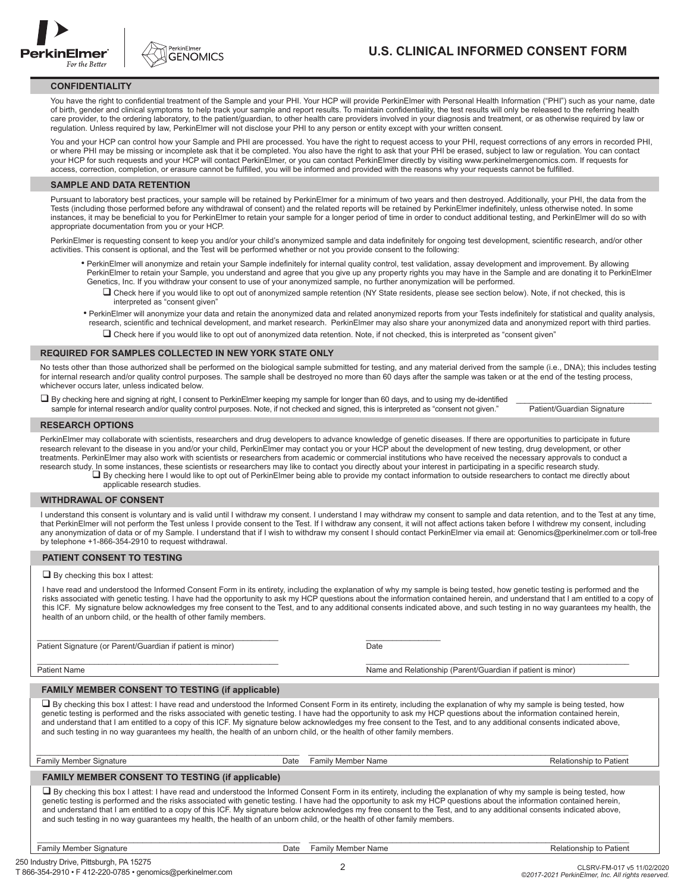# U.S. CLINICAL INFORMED CONSENT FORM

## CONFIDENTIALITY

You have the right to confidential treatment of the Sample and your PHI. Your HCP will provide PerkinElmer with Personal Health Information ("PHI") such as your name, date of birth, gender and clinical symptoms to help track your sample and report results. To maintain confidentiality, the test results will only be released to the referring health care provider, to the ordering laboratory, to the patient/guardian, to other health care providers involved in your diagnosis and treatment, or as otherwise required by law or regulation. Unless required by law, PerkinElmer will not disclose your PHI to any person or entity except with your written consent.

You and your HCP can control how your Sample and PHI are processed. You have the right to request access to your PHI, request corrections of any errors in recorded PHI, or where PHI may be missing or incomplete ask that it be completed. You also have the right to ask that your PHI be erased, subject to law or regulation. You can contact your HCP for such requests and your HCP will contact PerkinElmer, or you can contact PerkinElmer directly by visiting www.perkinelmergenomics.com. If requests for access, correction, completion, or erasure cannot be fulfilled, you will be informed and provided with the reasons why your requests cannot be fulfilled.

## SAMPLE AND DATA RETENTION

Pursuant to laboratory best practices, your sample will be retained by PerkinElmer for a minimum of two years and then destroyed. Additionally, your PHI, the data from the Tests (including those performed before any withdrawal of consent) and the related reports will be retained by PerkinElmer indefinitely, unless otherwise noted. In some instances, it may be beneficial to you for PerkinElmer to retain your sample for a longer period of time in order to conduct additional testing, and PerkinElmer will do so with appropriate documentation from you or your HCP.

PerkinElmer is requesting consent to keep you and/or your child's anonymized sample and data indefinitely for ongoing test development, scientific research, and/or other activities. This consent is optional, and the Test will be performed whether or not you provide consent to the following:

- PerkinElmer will anonymize and retain your Sample indefinitely for internal quality control, test validation, assay development and improvement. By allowing PerkinElmer to retain your Sample, you understand and agree that you give up any property rights you may have in the Sample and are donating it to PerkinElmer Genetics, Inc. If you withdraw your consent to use of your anonymized sample, no further anonymization will be performed.
  - ☐ Check here if you would like to opt out of anonymized sample retention (NY State residents, please see section below). Note, if not checked, this is interpreted as "consent given"
- PerkinElmer will anonymize your data and retain the anonymized data and related anonymized reports from your Tests indefinitely for statistical and quality analysis, research, scientific and technical development, and market research. PerkinElmer may also share your anonymized data and anonymized report with third parties.
  - ☐ Check here if you would like to opt out of anonymized data retention. Note, if not checked, this is interpreted as "consent given"

## REQUIRED FOR SAMPLES COLLECTED IN NEW YORK STATE ONLY

No tests other than those authorized shall be performed on the biological sample submitted for testing, and any material derived from the sample (i.e., DNA); this includes testing for internal research and/or quality control purposes. The sample shall be destroyed no more than 60 days after the sample was taken or at the end of the testing process, whichever occurs later, unless indicated below.

☐ By checking here and signing at right, I consent to PerkinElmer keeping my sample for longer than 60 days, and to using my de-identified sample for internal research and/or quality control purposes. Note, if not checked and signed, this is interpreted as "consent not given."

\_\_\_\_\_\_\_\_\_\_\_\_\_\_\_\_\_\_\_\_\_\_\_\_\_\_\_\_\_\_
Patient/Guardian Signature

## RESEARCH OPTIONS

PerkinElmer may collaborate with scientists, researchers and drug developers to advance knowledge of genetic diseases. If there are opportunities to participate in future research relevant to the disease in you and/or your child, PerkinElmer may contact you or your HCP about the development of new testing, drug development, or other treatments. PerkinElmer may also work with scientists or researchers from academic or commercial institutions who have received the necessary approvals to conduct a research study. In some instances, these scientists or researchers may like to contact you directly about your interest in participating in a specific research study.

☐ By checking here I would like to opt out of PerkinElmer being able to provide my contact information to outside researchers to contact me directly about applicable research studies.

## WITHDRAWAL OF CONSENT

I understand this consent is voluntary and is valid until I withdraw my consent. I understand I may withdraw my consent to sample and data retention, and to the Test at any time, that PerkinElmer will not perform the Test unless I provide consent to the Test. If I withdraw any consent, it will not affect actions taken before I withdrew my consent, including any anonymization of data or of my Sample. I understand that if I wish to withdraw my consent I should contact PerkinElmer via email at: Genomics@perkinelmer.com or toll-free by telephone +1-866-354-2910 to request withdrawal.

## PATIENT CONSENT TO TESTING

☐ By checking this box I attest:

I have read and understood the Informed Consent Form in its entirety, including the explanation of why my sample is being tested, how genetic testing is performed and the risks associated with genetic testing. I have had the opportunity to ask my HCP questions about the information contained herein, and understand that I am entitled to a copy of this ICF. My signature below acknowledges my free consent to the Test, and to any additional consents indicated above, and such testing in no way guarantees my health, the health of an unborn child, or the health of other family members.

\_\_\_\_\_\_\_\_\_\_\_\_\_\_\_\_\_\_\_\_\_\_\_\_\_\_\_\_\_\_ Patient Signature (or Parent/Guardian if patient is minor)

\_\_\_\_\_\_\_\_\_\_\_\_\_\_\_\_ Date

\_\_\_\_\_\_\_\_\_\_\_\_\_\_\_\_\_\_\_\_\_\_\_\_\_\_\_\_\_\_ Patient Name

\_\_\_\_\_\_\_\_\_\_\_\_\_\_\_\_\_\_\_\_\_\_\_\_\_\_\_\_\_\_ Name and Relationship (Parent/Guardian if patient is minor)

## FAMILY MEMBER CONSENT TO TESTING (if applicable)

☐ By checking this box I attest: I have read and understood the Informed Consent Form in its entirety, including the explanation of why my sample is being tested, how genetic testing is performed and the risks associated with genetic testing. I have had the opportunity to ask my HCP questions about the information contained herein, and understand that I am entitled to a copy of this ICF. My signature below acknowledges my free consent to the Test, and to any additional consents indicated above, and such testing in no way guarantees my health, the health of an unborn child, or the health of other family members.

\_\_\_\_\_\_\_\_\_\_\_\_\_\_\_\_\_\_\_\_\_\_\_\_\_\_\_\_\_\_ Family Member Signature | Date

\_\_\_\_\_\_\_\_\_\_\_\_\_\_\_\_\_\_\_\_\_\_\_\_\_\_\_\_\_\_ Family Member Name | Relationship to Patient

## FAMILY MEMBER CONSENT TO TESTING (if applicable)

☐ By checking this box I attest: I have read and understood the Informed Consent Form in its entirety, including the explanation of why my sample is being tested, how genetic testing is performed and the risks associated with genetic testing. I have had the opportunity to ask my HCP questions about the information contained herein, and understand that I am entitled to a copy of this ICF. My signature below acknowledges my free consent to the Test, and to any additional consents indicated above, and such testing in no way guarantees my health, the health of an unborn child, or the health of other family members.

\_\_\_\_\_\_\_\_\_\_\_\_\_\_\_\_\_\_\_\_\_\_\_\_\_\_\_\_\_\_ Family Member Signature | Date

\_\_\_\_\_\_\_\_\_\_\_\_\_\_\_\_\_\_\_\_\_\_\_\_\_\_\_\_\_\_ Family Member Name | Relationship to Patient

250 Industry Drive, Pittsburgh, PA 15275
T 866-354-2910 • F 412-220-0785 • genomics@perkinelmer.com

CLSRV-FM-017 v5 11/02/2020
*©2017-2021 PerkinElmer, Inc. All rights reserved.*